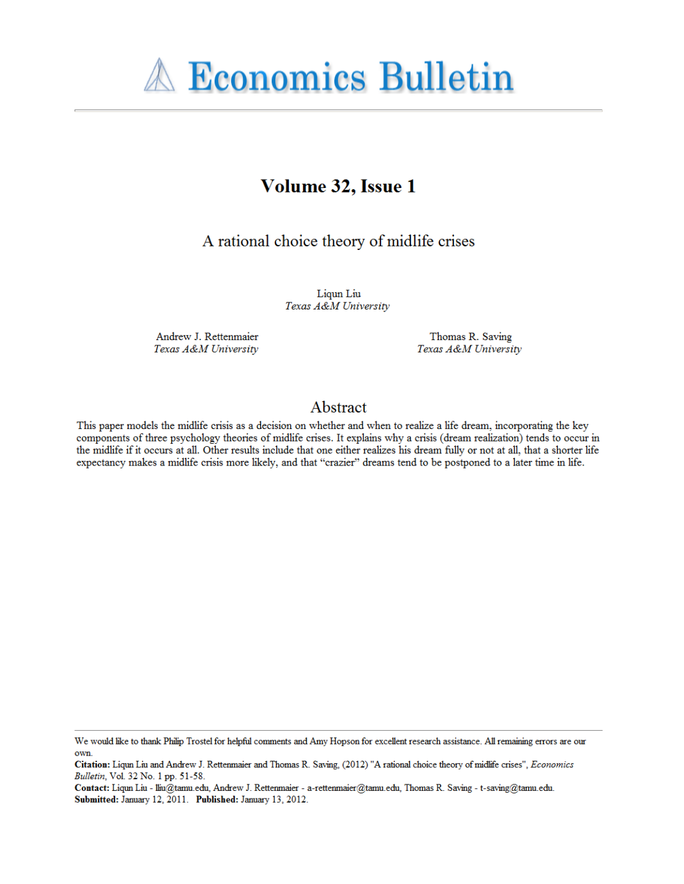# Economics Bulletin

## Volume 32, Issue 1

# A rational choice theory of midlife crises

Liqun Liu
*Texas A&M University*

Andrew J. Rettenmaier
*Texas A&M University*

Thomas R. Saving
*Texas A&M University*

## Abstract

This paper models the midlife crisis as a decision on whether and when to realize a life dream, incorporating the key components of three psychology theories of midlife crises. It explains why a crisis (dream realization) tends to occur in the midlife if it occurs at all. Other results include that one either realizes his dream fully or not at all, that a shorter life expectancy makes a midlife crisis more likely, and that "crazier" dreams tend to be postponed to a later time in life.

---

We would like to thank Philip Trostel for helpful comments and Amy Hopson for excellent research assistance. All remaining errors are our own.

**Citation:** Liqun Liu and Andrew J. Rettenmaier and Thomas R. Saving, (2012) "A rational choice theory of midlife crises", *Economics Bulletin*, Vol. 32 No. 1 pp. 51-58.

**Contact:** Liqun Liu - lliu@tamu.edu, Andrew J. Rettenmaier - a-rettenmaier@tamu.edu, Thomas R. Saving - t-saving@tamu.edu.

**Submitted:** January 12, 2011. **Published:** January 13, 2012.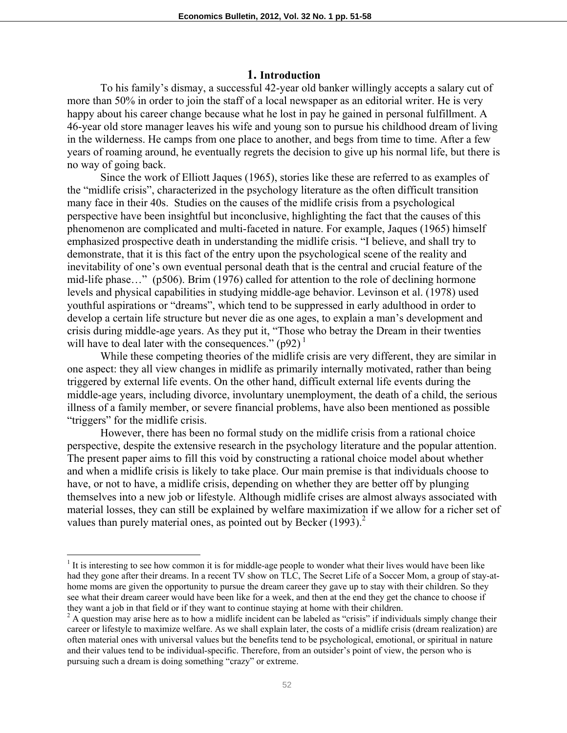# 1. Introduction

To his family's dismay, a successful 42-year old banker willingly accepts a salary cut of more than 50% in order to join the staff of a local newspaper as an editorial writer. He is very happy about his career change because what he lost in pay he gained in personal fulfillment. A 46-year old store manager leaves his wife and young son to pursue his childhood dream of living in the wilderness. He camps from one place to another, and begs from time to time. After a few years of roaming around, he eventually regrets the decision to give up his normal life, but there is no way of going back.

Since the work of Elliott Jaques (1965), stories like these are referred to as examples of the "midlife crisis", characterized in the psychology literature as the often difficult transition many face in their 40s. Studies on the causes of the midlife crisis from a psychological perspective have been insightful but inconclusive, highlighting the fact that the causes of this phenomenon are complicated and multi-faceted in nature. For example, Jaques (1965) himself emphasized prospective death in understanding the midlife crisis. "I believe, and shall try to demonstrate, that it is this fact of the entry upon the psychological scene of the reality and inevitability of one's own eventual personal death that is the central and crucial feature of the mid-life phase…" (p506). Brim (1976) called for attention to the role of declining hormone levels and physical capabilities in studying middle-age behavior. Levinson et al. (1978) used youthful aspirations or "dreams", which tend to be suppressed in early adulthood in order to develop a certain life structure but never die as one ages, to explain a man's development and crisis during middle-age years. As they put it, "Those who betray the Dream in their twenties will have to deal later with the consequences." (p92) [1]

While these competing theories of the midlife crisis are very different, they are similar in one aspect: they all view changes in midlife as primarily internally motivated, rather than being triggered by external life events. On the other hand, difficult external life events during the middle-age years, including divorce, involuntary unemployment, the death of a child, the serious illness of a family member, or severe financial problems, have also been mentioned as possible "triggers" for the midlife crisis.

However, there has been no formal study on the midlife crisis from a rational choice perspective, despite the extensive research in the psychology literature and the popular attention. The present paper aims to fill this void by constructing a rational choice model about whether and when a midlife crisis is likely to take place. Our main premise is that individuals choose to have, or not to have, a midlife crisis, depending on whether they are better off by plunging themselves into a new job or lifestyle. Although midlife crises are almost always associated with material losses, they can still be explained by welfare maximization if we allow for a richer set of values than purely material ones, as pointed out by Becker (1993).[2]

---

[1] It is interesting to see how common it is for middle-age people to wonder what their lives would have been like had they gone after their dreams. In a recent TV show on TLC, The Secret Life of a Soccer Mom, a group of stay-at-home moms are given the opportunity to pursue the dream career they gave up to stay with their children. So they see what their dream career would have been like for a week, and then at the end they get the chance to choose if they want a job in that field or if they want to continue staying at home with their children.

[2] A question may arise here as to how a midlife incident can be labeled as "crisis" if individuals simply change their career or lifestyle to maximize welfare. As we shall explain later, the costs of a midlife crisis (dream realization) are often material ones with universal values but the benefits tend to be psychological, emotional, or spiritual in nature and their values tend to be individual-specific. Therefore, from an outsider's point of view, the person who is pursuing such a dream is doing something "crazy" or extreme.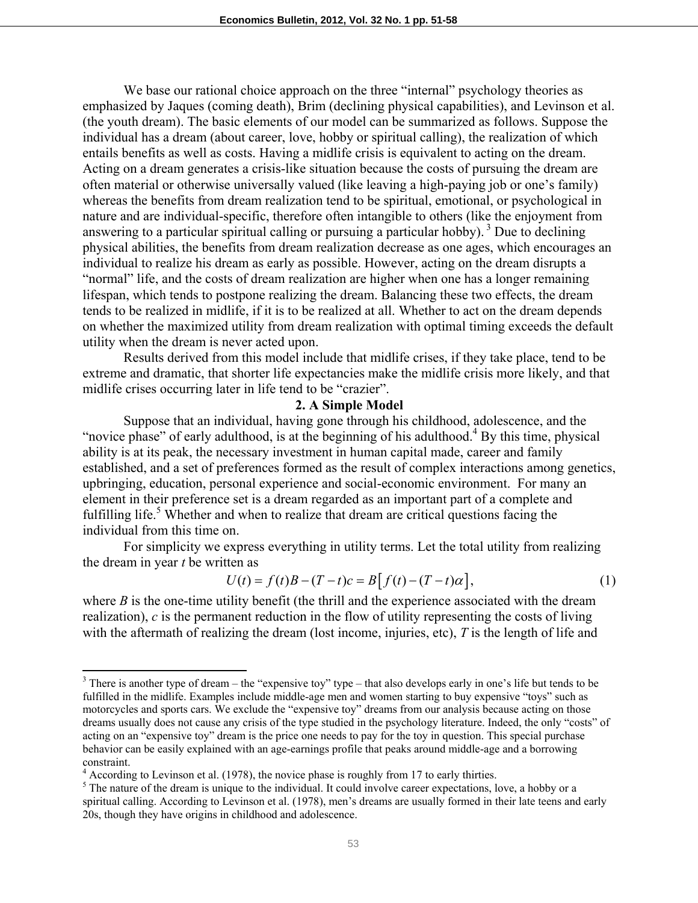We base our rational choice approach on the three "internal" psychology theories as emphasized by Jaques (coming death), Brim (declining physical capabilities), and Levinson et al. (the youth dream). The basic elements of our model can be summarized as follows. Suppose the individual has a dream (about career, love, hobby or spiritual calling), the realization of which entails benefits as well as costs. Having a midlife crisis is equivalent to acting on the dream. Acting on a dream generates a crisis-like situation because the costs of pursuing the dream are often material or otherwise universally valued (like leaving a high-paying job or one's family) whereas the benefits from dream realization tend to be spiritual, emotional, or psychological in nature and are individual-specific, therefore often intangible to others (like the enjoyment from answering to a particular spiritual calling or pursuing a particular hobby).[3] Due to declining physical abilities, the benefits from dream realization decrease as one ages, which encourages an individual to realize his dream as early as possible. However, acting on the dream disrupts a "normal" life, and the costs of dream realization are higher when one has a longer remaining lifespan, which tends to postpone realizing the dream. Balancing these two effects, the dream tends to be realized in midlife, if it is to be realized at all. Whether to act on the dream depends on whether the maximized utility from dream realization with optimal timing exceeds the default utility when the dream is never acted upon.

Results derived from this model include that midlife crises, if they take place, tend to be extreme and dramatic, that shorter life expectancies make the midlife crisis more likely, and that midlife crises occurring later in life tend to be "crazier".

## 2. A Simple Model

Suppose that an individual, having gone through his childhood, adolescence, and the "novice phase" of early adulthood, is at the beginning of his adulthood.[4] By this time, physical ability is at its peak, the necessary investment in human capital made, career and family established, and a set of preferences formed as the result of complex interactions among genetics, upbringing, education, personal experience and social-economic environment. For many an element in their preference set is a dream regarded as an important part of a complete and fulfilling life.[5] Whether and when to realize that dream are critical questions facing the individual from this time on.

For simplicity we express everything in utility terms. Let the total utility from realizing the dream in year *t* be written as

$$U(t) = f(t)B - (T-t)c = B\left[f(t) - (T-t)\alpha\right], \tag{1}$$

where $B$ is the one-time utility benefit (the thrill and the experience associated with the dream realization), $c$ is the permanent reduction in the flow of utility representing the costs of living with the aftermath of realizing the dream (lost income, injuries, etc), $T$ is the length of life and

---

[3] There is another type of dream – the "expensive toy" type – that also develops early in one's life but tends to be fulfilled in the midlife. Examples include middle-age men and women starting to buy expensive "toys" such as motorcycles and sports cars. We exclude the "expensive toy" dreams from our analysis because acting on those dreams usually does not cause any crisis of the type studied in the psychology literature. Indeed, the only "costs" of acting on an "expensive toy" dream is the price one needs to pay for the toy in question. This special purchase behavior can be easily explained with an age-earnings profile that peaks around middle-age and a borrowing constraint.

[4] According to Levinson et al. (1978), the novice phase is roughly from 17 to early thirties.

[5] The nature of the dream is unique to the individual. It could involve career expectations, love, a hobby or a spiritual calling. According to Levinson et al. (1978), men's dreams are usually formed in their late teens and early 20s, though they have origins in childhood and adolescence.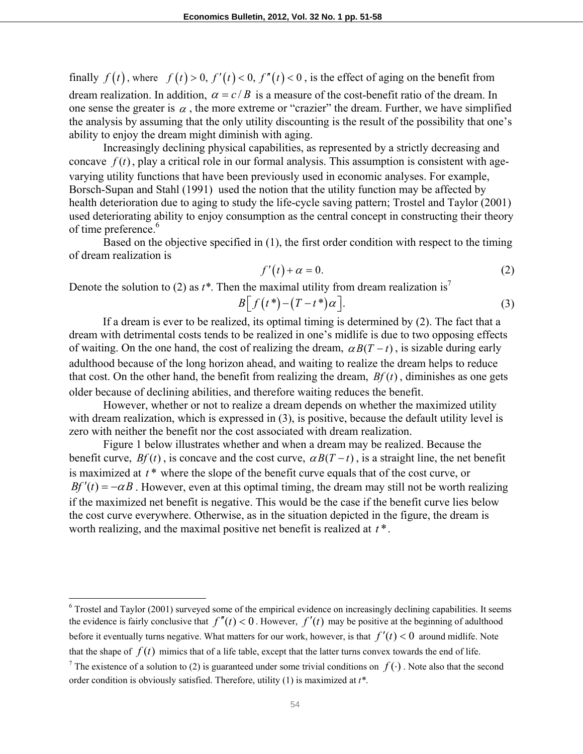finally $f(t)$, where $f(t) > 0,\ f'(t) < 0,\ f''(t) < 0$, is the effect of aging on the benefit from dream realization. In addition, $\alpha = c/B$ is a measure of the cost-benefit ratio of the dream. In one sense the greater is $\alpha$, the more extreme or "crazier" the dream. Further, we have simplified the analysis by assuming that the only utility discounting is the result of the possibility that one's ability to enjoy the dream might diminish with aging.

Increasingly declining physical capabilities, as represented by a strictly decreasing and concave $f(t)$, play a critical role in our formal analysis. This assumption is consistent with age-varying utility functions that have been previously used in economic analyses. For example, Borsch-Supan and Stahl (1991) used the notion that the utility function may be affected by health deterioration due to aging to study the life-cycle saving pattern; Trostel and Taylor (2001) used deteriorating ability to enjoy consumption as the central concept in constructing their theory of time preference.[6]

Based on the objective specified in (1), the first order condition with respect to the timing of dream realization is

$$f'(t) + \alpha = 0. \tag{2}$$

Denote the solution to (2) as $t^*$. Then the maximal utility from dream realization is[7]

$$B\left[ f(t^*) - (T - t^*)\alpha \right]. \tag{3}$$

If a dream is ever to be realized, its optimal timing is determined by (2). The fact that a dream with detrimental costs tends to be realized in one's midlife is due to two opposing effects of waiting. On the one hand, the cost of realizing the dream, $\alpha B(T - t)$, is sizable during early adulthood because of the long horizon ahead, and waiting to realize the dream helps to reduce that cost. On the other hand, the benefit from realizing the dream, $Bf(t)$, diminishes as one gets older because of declining abilities, and therefore waiting reduces the benefit.

However, whether or not to realize a dream depends on whether the maximized utility with dream realization, which is expressed in (3), is positive, because the default utility level is zero with neither the benefit nor the cost associated with dream realization.

Figure 1 below illustrates whether and when a dream may be realized. Because the benefit curve, $Bf(t)$, is concave and the cost curve, $\alpha B(T - t)$, is a straight line, the net benefit is maximized at $t^*$ where the slope of the benefit curve equals that of the cost curve, or $Bf'(t) = -\alpha B$. However, even at this optimal timing, the dream may still not be worth realizing if the maximized net benefit is negative. This would be the case if the benefit curve lies below the cost curve everywhere. Otherwise, as in the situation depicted in the figure, the dream is worth realizing, and the maximal positive net benefit is realized at $t^*$.

---

[6] Trostel and Taylor (2001) surveyed some of the empirical evidence on increasingly declining capabilities. It seems the evidence is fairly conclusive that $f''(t) < 0$. However, $f'(t)$ may be positive at the beginning of adulthood before it eventually turns negative. What matters for our work, however, is that $f'(t) < 0$ around midlife. Note that the shape of $f(t)$ mimics that of a life table, except that the latter turns convex towards the end of life.

[7] The existence of a solution to (2) is guaranteed under some trivial conditions on $f(\cdot)$. Note also that the second order condition is obviously satisfied. Therefore, utility (1) is maximized at $t^*$.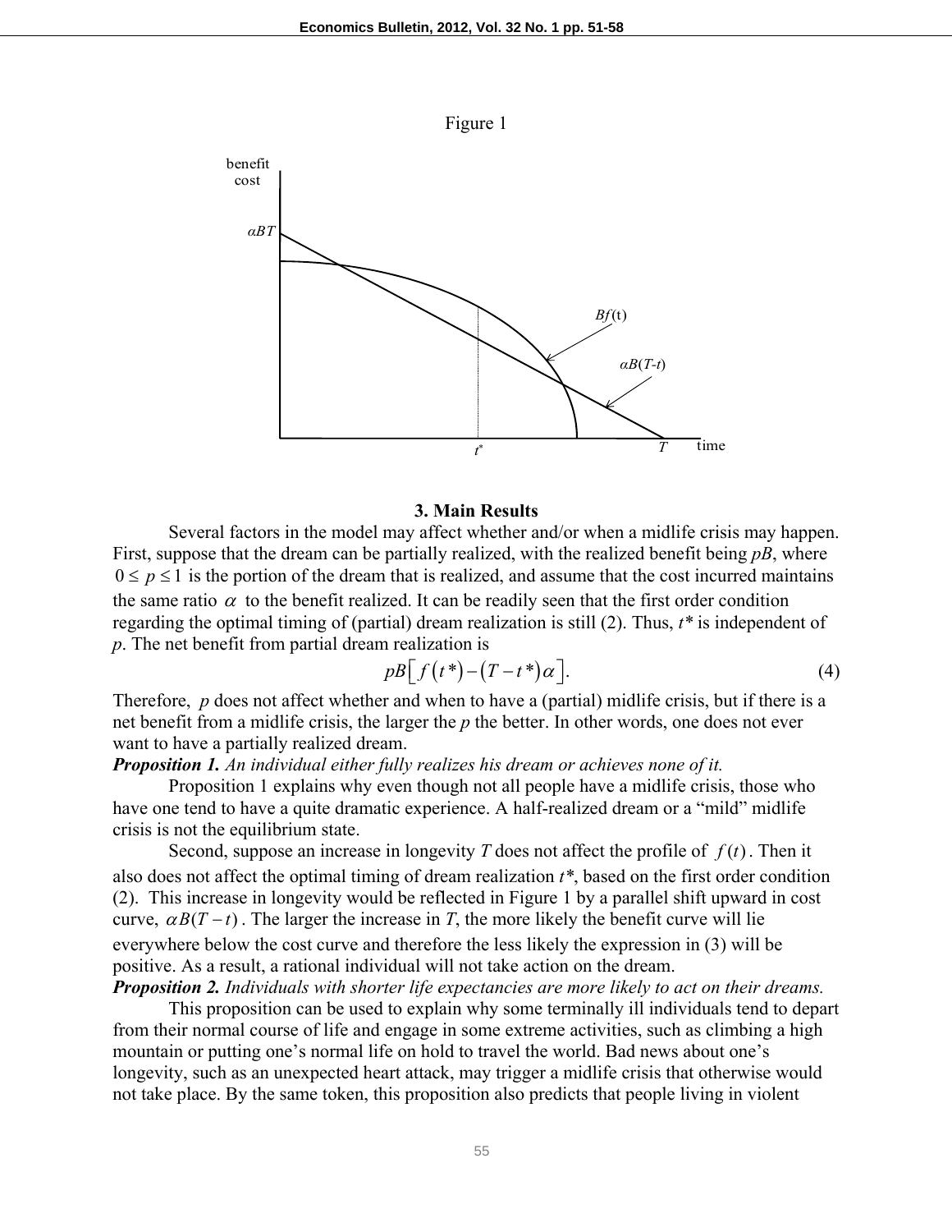Figure 1

## 3. Main Results

Several factors in the model may affect whether and/or when a midlife crisis may happen. First, suppose that the dream can be partially realized, with the realized benefit being $pB$, where $0 \le p \le 1$ is the portion of the dream that is realized, and assume that the cost incurred maintains the same ratio $\alpha$ to the benefit realized. It can be readily seen that the first order condition regarding the optimal timing of (partial) dream realization is still (2). Thus, $t^*$ is independent of $p$. The net benefit from partial dream realization is

$$pB\left[f\left(t^*\right)-\left(T-t^*\right)\alpha\right]. \tag{4}$$

Therefore, $p$ does not affect whether and when to have a (partial) midlife crisis, but if there is a net benefit from a midlife crisis, the larger the $p$ the better. In other words, one does not ever want to have a partially realized dream.

***Proposition 1.*** *An individual either fully realizes his dream or achieves none of it.*

Proposition 1 explains why even though not all people have a midlife crisis, those who have one tend to have a quite dramatic experience. A half-realized dream or a "mild" midlife crisis is not the equilibrium state.

Second, suppose an increase in longevity $T$ does not affect the profile of $f(t)$. Then it also does not affect the optimal timing of dream realization $t^*$, based on the first order condition (2). This increase in longevity would be reflected in Figure 1 by a parallel shift upward in cost curve, $\alpha B(T-t)$. The larger the increase in $T$, the more likely the benefit curve will lie everywhere below the cost curve and therefore the less likely the expression in (3) will be positive. As a result, a rational individual will not take action on the dream.

***Proposition 2.*** *Individuals with shorter life expectancies are more likely to act on their dreams.*

This proposition can be used to explain why some terminally ill individuals tend to depart from their normal course of life and engage in some extreme activities, such as climbing a high mountain or putting one's normal life on hold to travel the world. Bad news about one's longevity, such as an unexpected heart attack, may trigger a midlife crisis that otherwise would not take place. By the same token, this proposition also predicts that people living in violent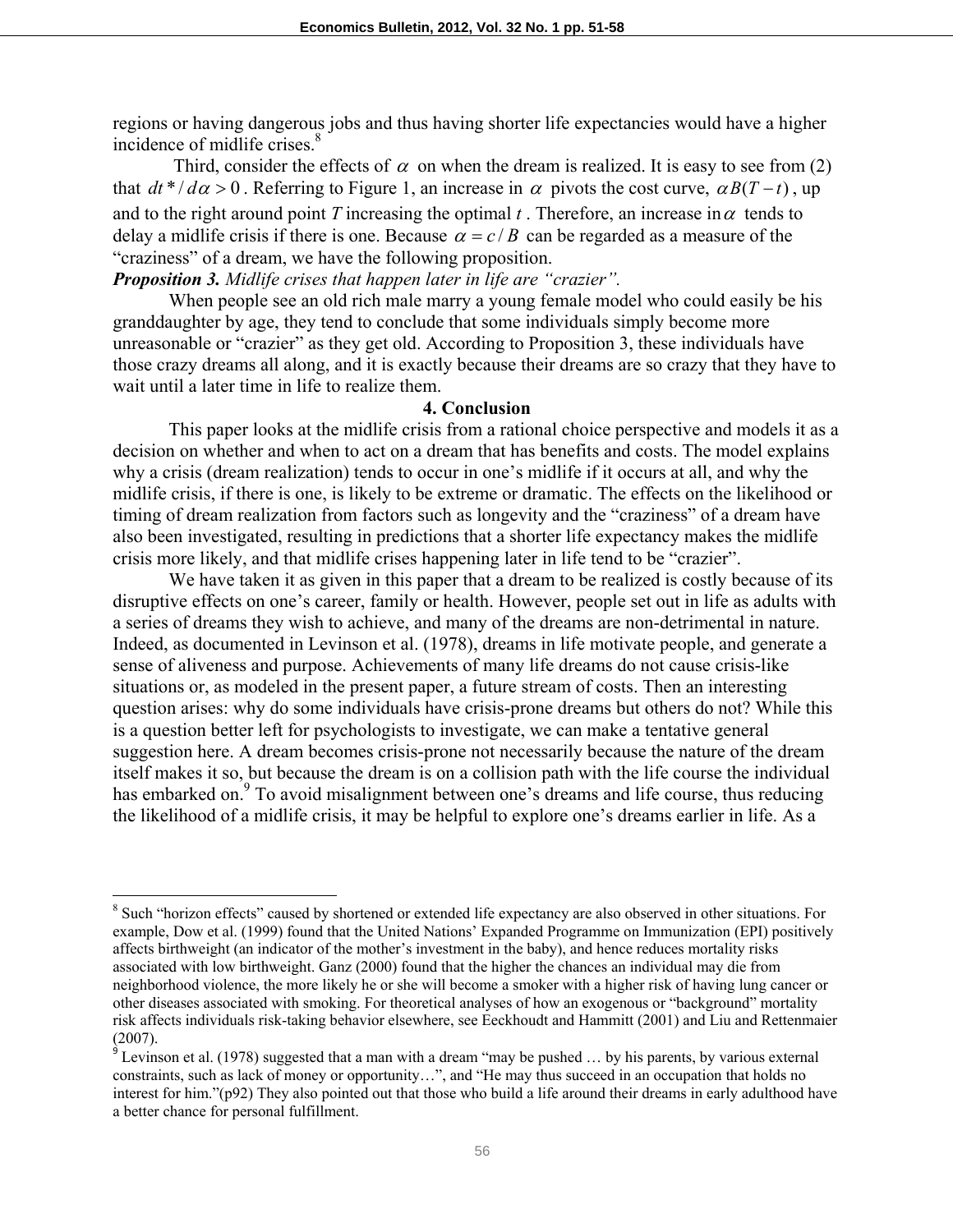regions or having dangerous jobs and thus having shorter life expectancies would have a higher incidence of midlife crises.[8]

Third, consider the effects of $\alpha$ on when the dream is realized. It is easy to see from (2) that $dt^*/d\alpha > 0$. Referring to Figure 1, an increase in $\alpha$ pivots the cost curve, $\alpha B(T-t)$, up and to the right around point $T$ increasing the optimal $t$. Therefore, an increase in $\alpha$ tends to delay a midlife crisis if there is one. Because $\alpha = c/B$ can be regarded as a measure of the "craziness" of a dream, we have the following proposition.

***Proposition 3.*** *Midlife crises that happen later in life are "crazier".*

When people see an old rich male marry a young female model who could easily be his granddaughter by age, they tend to conclude that some individuals simply become more unreasonable or "crazier" as they get old. According to Proposition 3, these individuals have those crazy dreams all along, and it is exactly because their dreams are so crazy that they have to wait until a later time in life to realize them.

## 4. Conclusion

This paper looks at the midlife crisis from a rational choice perspective and models it as a decision on whether and when to act on a dream that has benefits and costs. The model explains why a crisis (dream realization) tends to occur in one's midlife if it occurs at all, and why the midlife crisis, if there is one, is likely to be extreme or dramatic. The effects on the likelihood or timing of dream realization from factors such as longevity and the "craziness" of a dream have also been investigated, resulting in predictions that a shorter life expectancy makes the midlife crisis more likely, and that midlife crises happening later in life tend to be "crazier".

We have taken it as given in this paper that a dream to be realized is costly because of its disruptive effects on one's career, family or health. However, people set out in life as adults with a series of dreams they wish to achieve, and many of the dreams are non-detrimental in nature. Indeed, as documented in Levinson et al. (1978), dreams in life motivate people, and generate a sense of aliveness and purpose. Achievements of many life dreams do not cause crisis-like situations or, as modeled in the present paper, a future stream of costs. Then an interesting question arises: why do some individuals have crisis-prone dreams but others do not? While this is a question better left for psychologists to investigate, we can make a tentative general suggestion here. A dream becomes crisis-prone not necessarily because the nature of the dream itself makes it so, but because the dream is on a collision path with the life course the individual has embarked on.[9] To avoid misalignment between one's dreams and life course, thus reducing the likelihood of a midlife crisis, it may be helpful to explore one's dreams earlier in life. As a

---

[8] Such "horizon effects" caused by shortened or extended life expectancy are also observed in other situations. For example, Dow et al. (1999) found that the United Nations' Expanded Programme on Immunization (EPI) positively affects birthweight (an indicator of the mother's investment in the baby), and hence reduces mortality risks associated with low birthweight. Ganz (2000) found that the higher the chances an individual may die from neighborhood violence, the more likely he or she will become a smoker with a higher risk of having lung cancer or other diseases associated with smoking. For theoretical analyses of how an exogenous or "background" mortality risk affects individuals risk-taking behavior elsewhere, see Eeckhoudt and Hammitt (2001) and Liu and Rettenmaier (2007).

[9] Levinson et al. (1978) suggested that a man with a dream "may be pushed … by his parents, by various external constraints, such as lack of money or opportunity…", and "He may thus succeed in an occupation that holds no interest for him."(p92) They also pointed out that those who build a life around their dreams in early adulthood have a better chance for personal fulfillment.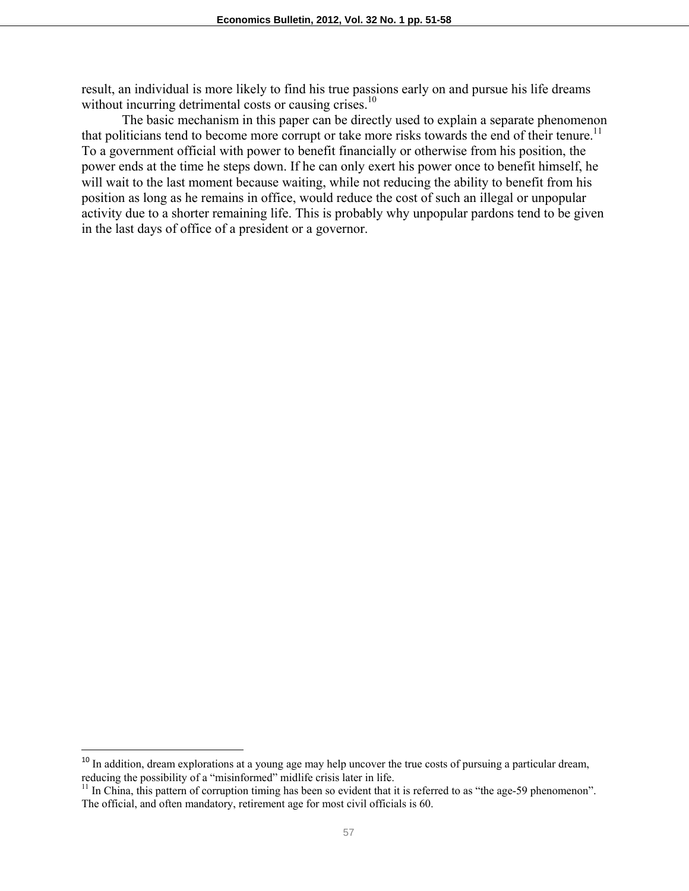result, an individual is more likely to find his true passions early on and pursue his life dreams without incurring detrimental costs or causing crises.[10]

The basic mechanism in this paper can be directly used to explain a separate phenomenon that politicians tend to become more corrupt or take more risks towards the end of their tenure.[11] To a government official with power to benefit financially or otherwise from his position, the power ends at the time he steps down. If he can only exert his power once to benefit himself, he will wait to the last moment because waiting, while not reducing the ability to benefit from his position as long as he remains in office, would reduce the cost of such an illegal or unpopular activity due to a shorter remaining life. This is probably why unpopular pardons tend to be given in the last days of office of a president or a governor.

[10] In addition, dream explorations at a young age may help uncover the true costs of pursuing a particular dream, reducing the possibility of a "misinformed" midlife crisis later in life.

[11] In China, this pattern of corruption timing has been so evident that it is referred to as "the age-59 phenomenon". The official, and often mandatory, retirement age for most civil officials is 60.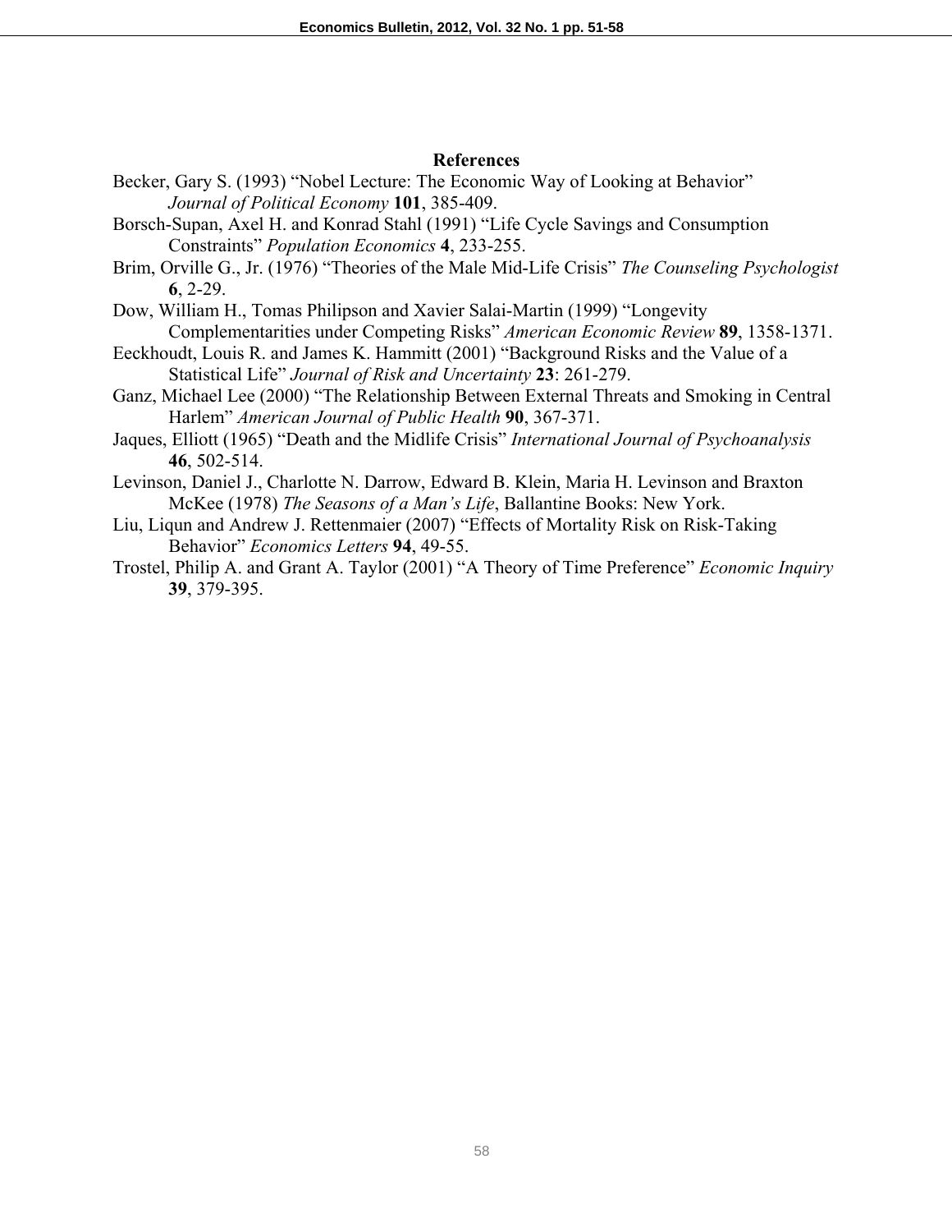## References

Becker, Gary S. (1993) "Nobel Lecture: The Economic Way of Looking at Behavior" *Journal of Political Economy* **101**, 385-409.

Borsch-Supan, Axel H. and Konrad Stahl (1991) "Life Cycle Savings and Consumption Constraints" *Population Economics* **4**, 233-255.

Brim, Orville G., Jr. (1976) "Theories of the Male Mid-Life Crisis" *The Counseling Psychologist* **6**, 2-29.

Dow, William H., Tomas Philipson and Xavier Salai-Martin (1999) "Longevity Complementarities under Competing Risks" *American Economic Review* **89**, 1358-1371.

Eeckhoudt, Louis R. and James K. Hammitt (2001) "Background Risks and the Value of a Statistical Life" *Journal of Risk and Uncertainty* **23**: 261-279.

Ganz, Michael Lee (2000) "The Relationship Between External Threats and Smoking in Central Harlem" *American Journal of Public Health* **90**, 367-371.

Jaques, Elliott (1965) "Death and the Midlife Crisis" *International Journal of Psychoanalysis* **46**, 502-514.

Levinson, Daniel J., Charlotte N. Darrow, Edward B. Klein, Maria H. Levinson and Braxton McKee (1978) *The Seasons of a Man's Life*, Ballantine Books: New York.

Liu, Liqun and Andrew J. Rettenmaier (2007) "Effects of Mortality Risk on Risk-Taking Behavior" *Economics Letters* **94**, 49-55.

Trostel, Philip A. and Grant A. Taylor (2001) "A Theory of Time Preference" *Economic Inquiry* **39**, 379-395.